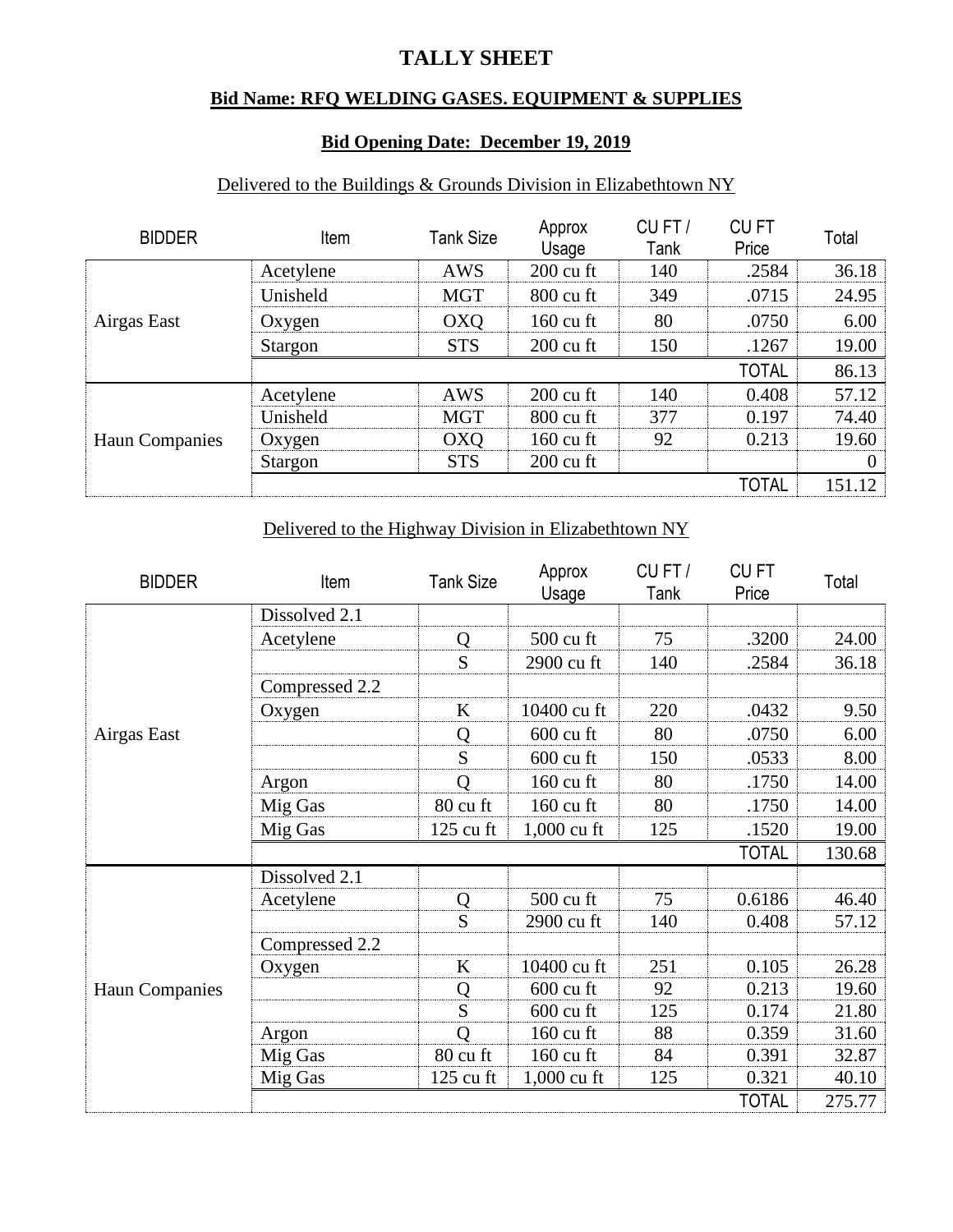# TALLY SHEET

## Bid Name: RFQ WELDING GASES. EQUIPMENT & SUPPLIES

### Bid Opening Date: December 19, 2019

Delivered to the Buildings & Grounds Division in Elizabethtown NY

| BIDDER | Item | Tank Size | Approx Usage | CU FT / Tank | CU FT Price | Total |
|---|---|---|---|---|---|---|
| Airgas East | Acetylene | AWS | 200 cu ft | 140 | .2584 | 36.18 |
| | Unisheld | MGT | 800 cu ft | 349 | .0715 | 24.95 |
| | Oxygen | OXQ | 160 cu ft | 80 | .0750 | 6.00 |
| | Stargon | STS | 200 cu ft | 150 | .1267 | 19.00 |
| | | | | | TOTAL | 86.13 |
| Haun Companies | Acetylene | AWS | 200 cu ft | 140 | 0.408 | 57.12 |
| | Unisheld | MGT | 800 cu ft | 377 | 0.197 | 74.40 |
| | Oxygen | OXQ | 160 cu ft | 92 | 0.213 | 19.60 |
| | Stargon | STS | 200 cu ft | | | 0 |
| | | | | | TOTAL | 151.12 |

Delivered to the Highway Division in Elizabethtown NY

| BIDDER | Item | Tank Size | Approx Usage | CU FT / Tank | CU FT Price | Total |
|---|---|---|---|---|---|---|
| Airgas East | Dissolved 2.1 | | | | | |
| | Acetylene | Q | 500 cu ft | 75 | .3200 | 24.00 |
| | | S | 2900 cu ft | 140 | .2584 | 36.18 |
| | Compressed 2.2 | | | | | |
| | Oxygen | K | 10400 cu ft | 220 | .0432 | 9.50 |
| | | Q | 600 cu ft | 80 | .0750 | 6.00 |
| | | S | 600 cu ft | 150 | .0533 | 8.00 |
| | Argon | Q | 160 cu ft | 80 | .1750 | 14.00 |
| | Mig Gas | 80 cu ft | 160 cu ft | 80 | .1750 | 14.00 |
| | Mig Gas | 125 cu ft | 1,000 cu ft | 125 | .1520 | 19.00 |
| | | | | | TOTAL | 130.68 |
| Haun Companies | Dissolved 2.1 | | | | | |
| | Acetylene | Q | 500 cu ft | 75 | 0.6186 | 46.40 |
| | | S | 2900 cu ft | 140 | 0.408 | 57.12 |
| | Compressed 2.2 | | | | | |
| | Oxygen | K | 10400 cu ft | 251 | 0.105 | 26.28 |
| | | Q | 600 cu ft | 92 | 0.213 | 19.60 |
| | | S | 600 cu ft | 125 | 0.174 | 21.80 |
| | Argon | Q | 160 cu ft | 88 | 0.359 | 31.60 |
| | Mig Gas | 80 cu ft | 160 cu ft | 84 | 0.391 | 32.87 |
| | Mig Gas | 125 cu ft | 1,000 cu ft | 125 | 0.321 | 40.10 |
| | | | | | TOTAL | 275.77 |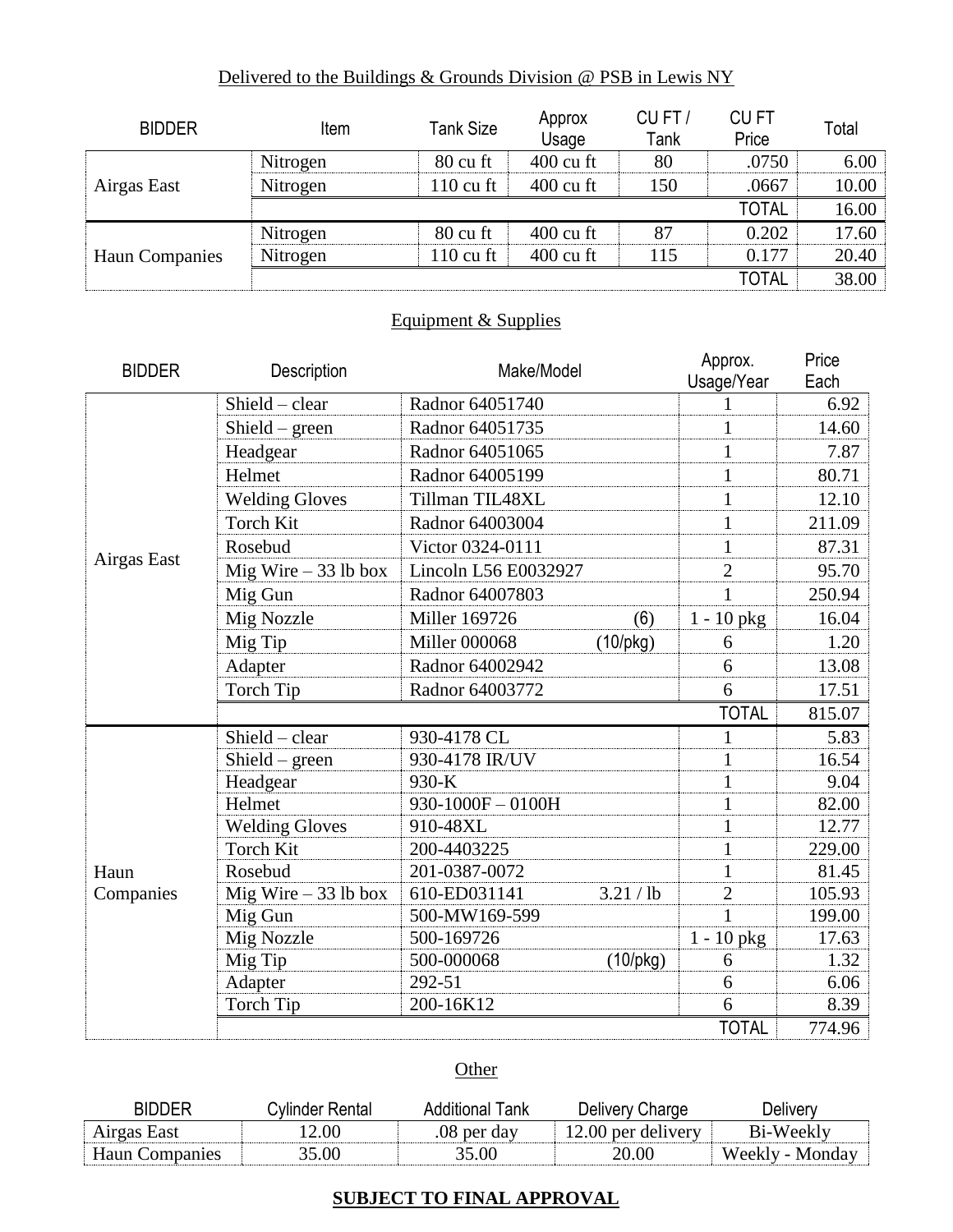Delivered to the Buildings & Grounds Division @ PSB in Lewis NY

| BIDDER | Item | Tank Size | Approx Usage | CU FT / Tank | CU FT Price | Total |
|---|---|---|---|---|---|---|
| Airgas East | Nitrogen | 80 cu ft | 400 cu ft | 80 | .0750 | 6.00 |
| | Nitrogen | 110 cu ft | 400 cu ft | 150 | .0667 | 10.00 |
| | | | | | TOTAL | 16.00 |
| Haun Companies | Nitrogen | 80 cu ft | 400 cu ft | 87 | 0.202 | 17.60 |
| | Nitrogen | 110 cu ft | 400 cu ft | 115 | 0.177 | 20.40 |
| | | | | | TOTAL | 38.00 |

Equipment & Supplies

| BIDDER | Description | Make/Model | Approx. Usage/Year | Price Each |
|---|---|---|---|---|
| Airgas East | Shield – clear | Radnor 64051740 | 1 | 6.92 |
| | Shield – green | Radnor 64051735 | 1 | 14.60 |
| | Headgear | Radnor 64051065 | 1 | 7.87 |
| | Helmet | Radnor 64005199 | 1 | 80.71 |
| | Welding Gloves | Tillman TIL48XL | 1 | 12.10 |
| | Torch Kit | Radnor 64003004 | 1 | 211.09 |
| | Rosebud | Victor 0324-0111 | 1 | 87.31 |
| | Mig Wire – 33 lb box | Lincoln L56 E0032927 | 2 | 95.70 |
| | Mig Gun | Radnor 64007803 | 1 | 250.94 |
| | Mig Nozzle | Miller 169726 (6) | 1 - 10 pkg | 16.04 |
| | Mig Tip | Miller 000068 (10/pkg) | 6 | 1.20 |
| | Adapter | Radnor 64002942 | 6 | 13.08 |
| | Torch Tip | Radnor 64003772 | 6 | 17.51 |
| | | | TOTAL | 815.07 |
| Haun Companies | Shield – clear | 930-4178 CL | 1 | 5.83 |
| | Shield – green | 930-4178 IR/UV | 1 | 16.54 |
| | Headgear | 930-K | 1 | 9.04 |
| | Helmet | 930-1000F – 0100H | 1 | 82.00 |
| | Welding Gloves | 910-48XL | 1 | 12.77 |
| | Torch Kit | 200-4403225 | 1 | 229.00 |
| | Rosebud | 201-0387-0072 | 1 | 81.45 |
| | Mig Wire – 33 lb box | 610-ED031141 3.21 / lb | 2 | 105.93 |
| | Mig Gun | 500-MW169-599 | 1 | 199.00 |
| | Mig Nozzle | 500-169726 | 1 - 10 pkg | 17.63 |
| | Mig Tip | 500-000068 (10/pkg) | 6 | 1.32 |
| | Adapter | 292-51 | 6 | 6.06 |
| | Torch Tip | 200-16K12 | 6 | 8.39 |
| | | | TOTAL | 774.96 |

Other

| BIDDER | Cylinder Rental | Additional Tank | Delivery Charge | Delivery |
|---|---|---|---|---|
| Airgas East | 12.00 | .08 per day | 12.00 per delivery | Bi-Weekly |
| Haun Companies | 35.00 | 35.00 | 20.00 | Weekly - Monday |

**SUBJECT TO FINAL APPROVAL**